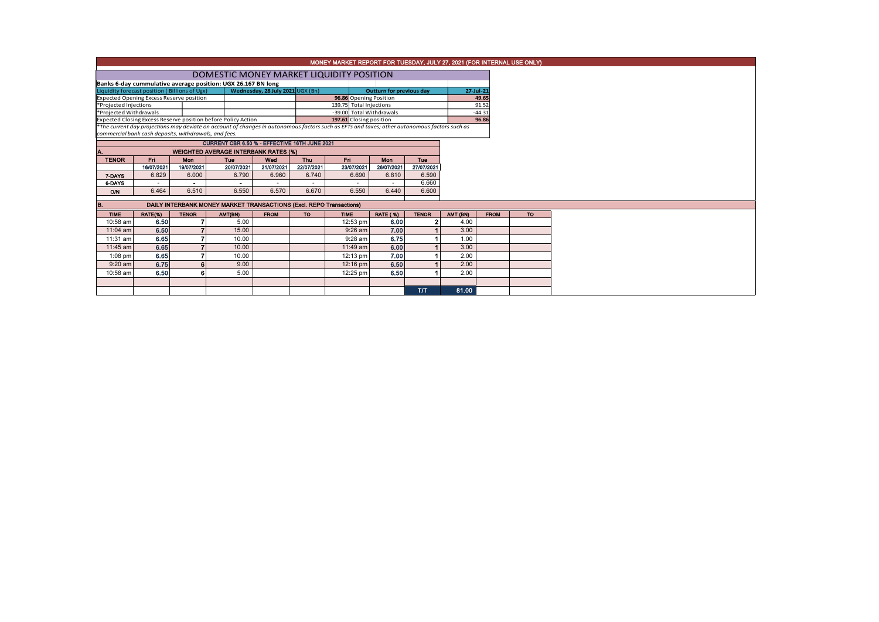# MONEY MARKET REPORT FOR TUESDAY, JULY 27, 2021 (FOR INTERNAL USE ONLY)

## DOMESTIC MONEY MARKET LIQUIDITY POSITION

**Banks 6-day cummulative average position: UGX 26.167 BN long**

| Liquidity forecast position ( Billions of Ugx) | Wednesday, 28 July 2021 UGX (Bn) | Outturn for previous day | 27-Jul-21 |
|---|---|---|---|
| Expected Opening Excess Reserve position | 96.86 | Opening Position | 49.65 |
| *Projected Injections | 139.75 | Total Injections | 91.52 |
| *Projected Withdrawals | -39.00 | Total Withdrawals | -44.31 |
| Expected Closing Excess Reserve position before Policy Action | 197.61 | Closing position | 96.86 |

*\*The current day projections may deviate on account of changes in autonomous factors such as EFTs and taxes; other autonomous factors such as commercial bank cash deposits, withdrawals, and fees.*

### CURRENT CBR 6.50 % - EFFECTIVE 16TH JUNE 2021

### A. WEIGHTED AVERAGE INTERBANK RATES (%)

| TENOR | Fri | Mon | Tue | Wed | Thu | Fri | Mon | Tue |
|---|---|---|---|---|---|---|---|---|
| | 16/07/2021 | 19/07/2021 | 20/07/2021 | 21/07/2021 | 22/07/2021 | 23/07/2021 | 26/07/2021 | 27/07/2021 |
| 7-DAYS | 6.829 | 6.000 | 6.790 | 6.960 | 6.740 | 6.690 | 6.810 | 6.590 |
| 6-DAYS | - | - | - | - | - | - | - | 6.660 |
| O/N | 6.464 | 6.510 | 6.550 | 6.570 | 6.670 | 6.550 | 6.440 | 6.600 |

### B. DAILY INTERBANK MONEY MARKET TRANSACTIONS (Excl. REPO Transactions)

| TIME | RATE(%) | TENOR | AMT(BN) | FROM | TO | TIME | RATE ( %) | TENOR | AMT (BN) | FROM | TO |
|---|---|---|---|---|---|---|---|---|---|---|---|
| 10:58 am | 6.50 | 7 | 5.00 | | | 12:53 pm | 6.00 | 2 | 4.00 | | |
| 11:04 am | 6.50 | 7 | 15.00 | | | 9:26 am | 7.00 | 1 | 3.00 | | |
| 11:31 am | 6.65 | 7 | 10.00 | | | 9:28 am | 6.75 | 1 | 1.00 | | |
| 11:45 am | 6.65 | 7 | 10.00 | | | 11:49 am | 6.00 | 1 | 3.00 | | |
| 1:08 pm | 6.65 | 7 | 10.00 | | | 12:13 pm | 7.00 | 1 | 2.00 | | |
| 9:20 am | 6.75 | 6 | 9.00 | | | 12:16 pm | 6.50 | 1 | 2.00 | | |
| 10:58 am | 6.50 | 6 | 5.00 | | | 12:25 pm | 6.50 | 1 | 2.00 | | |
| | | | | | | | | | | | |
| | | | | | | | | T/T | 81.00 | | |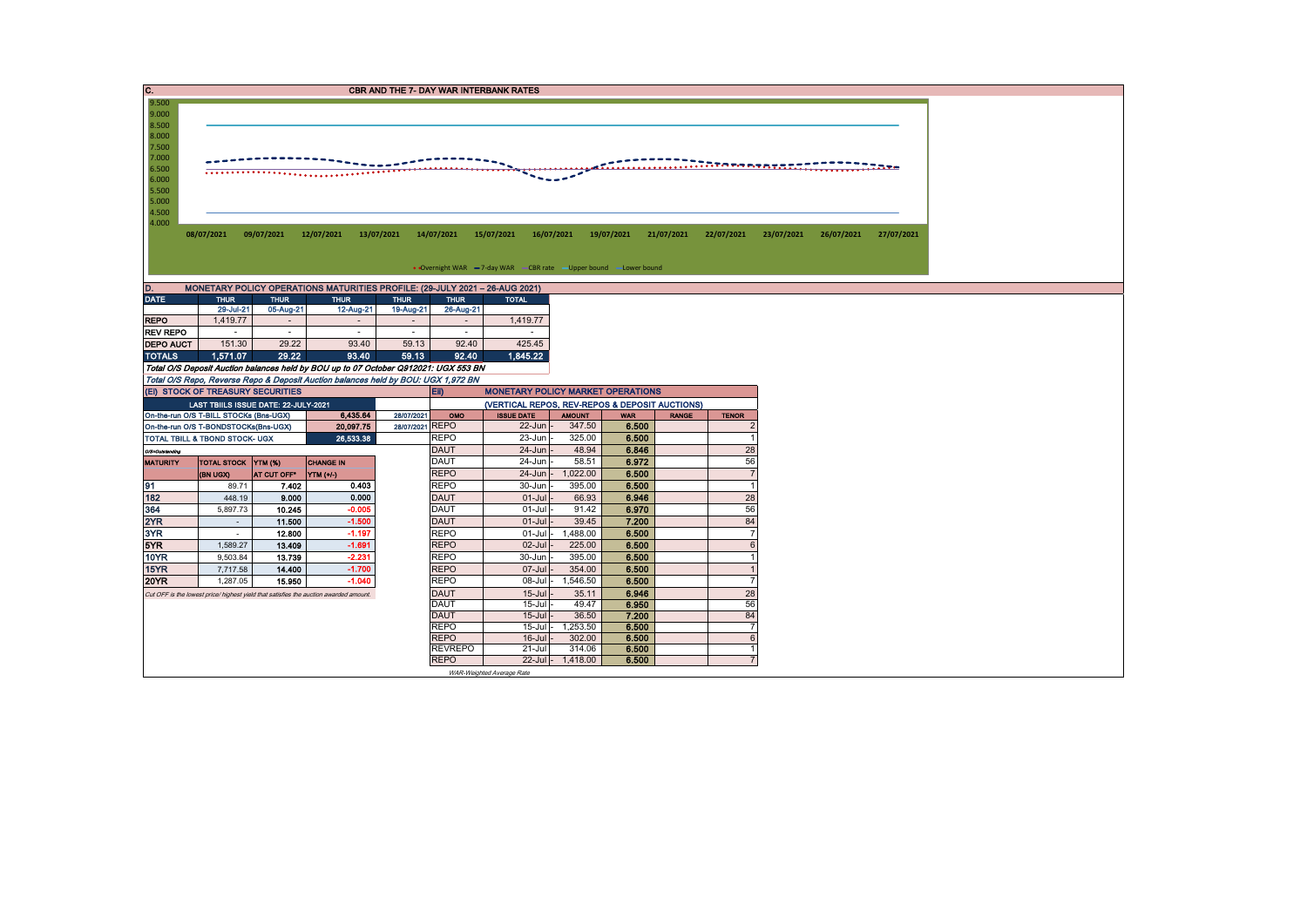## C. CBR AND THE 7- DAY WAR INTERBANK RATES

9.500
9.000
8.500
8.000
7.500
7.000
6.500
6.000
5.500
5.000
4.500
4.000

08/07/2021 09/07/2021 12/07/2021 13/07/2021 14/07/2021 15/07/2021 16/07/2021 19/07/2021 21/07/2021 22/07/2021 23/07/2021 26/07/2021 27/07/2021

Overnight WAR — 7-day WAR — CBR rate — Upper bound — Lower bound

## D. MONETARY POLICY OPERATIONS MATURITIES PROFILE: (29-JULY 2021 – 26-AUG 2021)

| DATE | THUR | THUR | THUR | THUR | THUR | TOTAL |
|---|---|---|---|---|---|---|
| | 29-Jul-21 | 05-Aug-21 | 12-Aug-21 | 19-Aug-21 | 26-Aug-21 | |
| REPO | 1,419.77 | - | - | - | - | 1,419.77 |
| REV REPO | - | - | - | - | - | - |
| DEPO AUCT | 151.30 | 29.22 | 93.40 | 59.13 | 92.40 | 425.45 |
| TOTALS | 1,571.07 | 29.22 | 93.40 | 59.13 | 92.40 | 1,845.22 |

*Total O/S Deposit Auction balances held by BOU up to 07 October Q912021: UGX 553 BN*

*Total O/S Repo, Reverse Repo & Deposit Auction balances held by BOU: UGX 1,972 BN*

## (EI) STOCK OF TREASURY SECURITIES

| LAST TBIILS ISSUE DATE: 22-JULY-2021 | | | |
|---|---|---|---|
| On-the-run O/S T-BILL STOCKs (Bns-UGX) | | 6,435.64 | 28/07/2021 |
| On-the-run O/S T-BONDSTOCKs(Bns-UGX) | | 20,097.75 | 28/07/2021 |
| TOTAL TBILL & TBOND STOCK- UGX | | 26,533.38 | |

O/S=Outstanding

| MATURITY | TOTAL STOCK (BN UGX) | YTM (%) AT CUT OFF* | CHANGE IN YTM (+/-) |
|---|---|---|---|
| 91 | 89.71 | 7.402 | 0.403 |
| 182 | 448.19 | 9.000 | 0.000 |
| 364 | 5,897.73 | 10.245 | -0.005 |
| 2YR | - | 11.500 | -1.500 |
| 3YR | - | 12.800 | -1.197 |
| 5YR | 1,589.27 | 13.409 | -1.691 |
| 10YR | 9,503.84 | 13.739 | -2.231 |
| 15YR | 7,717.58 | 14.400 | -1.700 |
| 20YR | 1,287.05 | 15.950 | -1.040 |

*Cut OFF is the lowest price/ highest yield that satisfies the auction awarded amount.*

## Eii) MONETARY POLICY MARKET OPERATIONS

(VERTICAL REPOS, REV-REPOS & DEPOSIT AUCTIONS)

| OMO | ISSUE DATE | AMOUNT | WAR | RANGE | TENOR |
|---|---|---|---|---|---|
| REPO | 22-Jun - | 347.50 | 6.500 | | 2 |
| REPO | 23-Jun - | 325.00 | 6.500 | | 1 |
| DAUT | 24-Jun - | 48.94 | 6.846 | | 28 |
| DAUT | 24-Jun - | 58.51 | 6.972 | | 56 |
| REPO | 24-Jun - | 1,022.00 | 6.500 | | 7 |
| REPO | 30-Jun - | 395.00 | 6.500 | | 1 |
| DAUT | 01-Jul - | 66.93 | 6.946 | | 28 |
| DAUT | 01-Jul - | 91.42 | 6.970 | | 56 |
| DAUT | 01-Jul - | 39.45 | 7.200 | | 84 |
| REPO | 01-Jul - | 1,488.00 | 6.500 | | 7 |
| REPO | 02-Jul - | 225.00 | 6.500 | | 6 |
| REPO | 30-Jun - | 395.00 | 6.500 | | 1 |
| REPO | 07-Jul - | 354.00 | 6.500 | | 1 |
| REPO | 08-Jul - | 1,546.50 | 6.500 | | 7 |
| DAUT | 15-Jul - | 35.11 | 6.946 | | 28 |
| DAUT | 15-Jul - | 49.47 | 6.950 | | 56 |
| DAUT | 15-Jul - | 36.50 | 7.200 | | 84 |
| REPO | 15-Jul - | 1,253.50 | 6.500 | | 7 |
| REPO | 16-Jul - | 302.00 | 6.500 | | 6 |
| REVREPO | 21-Jul | 314.06 | 6.500 | | 1 |
| REPO | 22-Jul - | 1,418.00 | 6.500 | | 7 |

*WAR-Weighted Average Rate*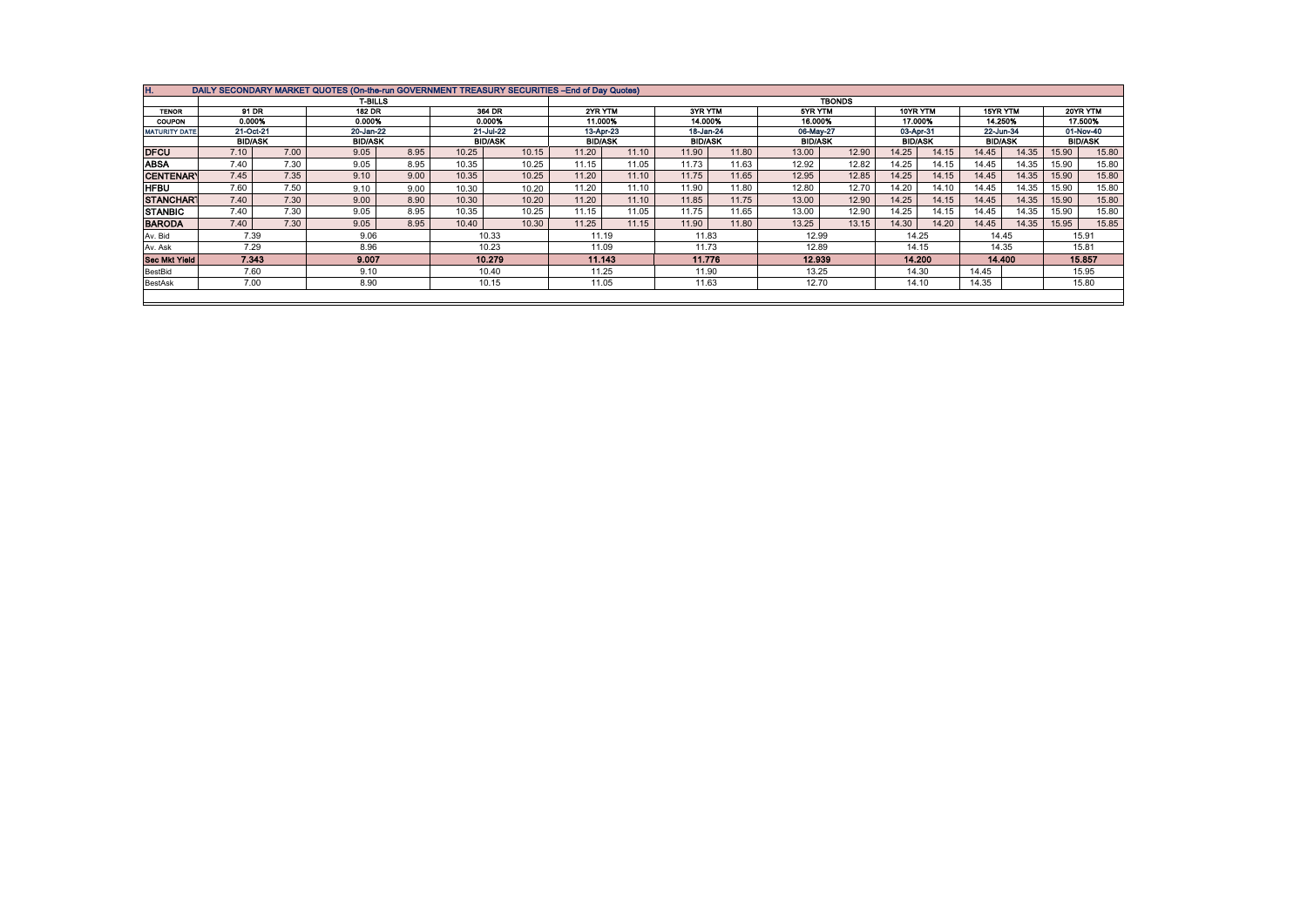| H. | DAILY SECONDARY MARKET QUOTES (On-the-run GOVERNMENT TREASURY SECURITIES –End of Day Quotes) | | | | | | | | | | | | | | | | | |
|---|---|---|---|---|---|---|---|---|---|---|---|---|---|---|---|---|---|---|
| | T-BILLS | | | | | | TBONDS | | | | | | | | | | | |
| TENOR | 91 DR | | 182 DR | | 364 DR | | 2YR YTM | | 3YR YTM | | 5YR YTM | | 10YR YTM | | 15YR YTM | | 20YR YTM | |
| COUPON | 0.000% | | 0.000% | | 0.000% | | 11.000% | | 14.000% | | 16.000% | | 17.000% | | 14.250% | | 17.500% | |
| MATURITY DATE | 21-Oct-21 | | 20-Jan-22 | | 21-Jul-22 | | 13-Apr-23 | | 18-Jan-24 | | 06-May-27 | | 03-Apr-31 | | 22-Jun-34 | | 01-Nov-40 | |
| | BID/ASK | | BID/ASK | | BID/ASK | | BID/ASK | | BID/ASK | | BID/ASK | | BID/ASK | | BID/ASK | | BID/ASK | |
| DFCU | 7.10 | 7.00 | 9.05 | 8.95 | 10.25 | 10.15 | 11.20 | 11.10 | 11.90 | 11.80 | 13.00 | 12.90 | 14.25 | 14.15 | 14.45 | 14.35 | 15.90 | 15.80 |
| ABSA | 7.40 | 7.30 | 9.05 | 8.95 | 10.35 | 10.25 | 11.15 | 11.05 | 11.73 | 11.63 | 12.92 | 12.82 | 14.25 | 14.15 | 14.45 | 14.35 | 15.90 | 15.80 |
| CENTENARY | 7.45 | 7.35 | 9.10 | 9.00 | 10.35 | 10.25 | 11.20 | 11.10 | 11.75 | 11.65 | 12.95 | 12.85 | 14.25 | 14.15 | 14.45 | 14.35 | 15.90 | 15.80 |
| HFBU | 7.60 | 7.50 | 9.10 | 9.00 | 10.30 | 10.20 | 11.20 | 11.10 | 11.90 | 11.80 | 12.80 | 12.70 | 14.20 | 14.10 | 14.45 | 14.35 | 15.90 | 15.80 |
| STANCHART | 7.40 | 7.30 | 9.00 | 8.90 | 10.30 | 10.20 | 11.20 | 11.10 | 11.85 | 11.75 | 13.00 | 12.90 | 14.25 | 14.15 | 14.45 | 14.35 | 15.90 | 15.80 |
| STANBIC | 7.40 | 7.30 | 9.05 | 8.95 | 10.35 | 10.25 | 11.15 | 11.05 | 11.75 | 11.65 | 13.00 | 12.90 | 14.25 | 14.15 | 14.45 | 14.35 | 15.90 | 15.80 |
| BARODA | 7.40 | 7.30 | 9.05 | 8.95 | 10.40 | 10.30 | 11.25 | 11.15 | 11.90 | 11.80 | 13.25 | 13.15 | 14.30 | 14.20 | 14.45 | 14.35 | 15.95 | 15.85 |
| Av. Bid | 7.39 | | 9.06 | | 10.33 | | 11.19 | | 11.83 | | 12.99 | | 14.25 | | 14.45 | | 15.91 | |
| Av. Ask | 7.29 | | 8.96 | | 10.23 | | 11.09 | | 11.73 | | 12.89 | | 14.15 | | 14.35 | | 15.81 | |
| Sec Mkt Yield | 7.343 | | 9.007 | | 10.279 | | 11.143 | | 11.776 | | 12.939 | | 14.200 | | 14.400 | | 15.857 | |
| BestBid | 7.60 | | 9.10 | | 10.40 | | 11.25 | | 11.90 | | 13.25 | | 14.30 | | 14.45 | | 15.95 | |
| BestAsk | 7.00 | | 8.90 | | 10.15 | | 11.05 | | 11.63 | | 12.70 | | 14.10 | | 14.35 | | 15.80 | |